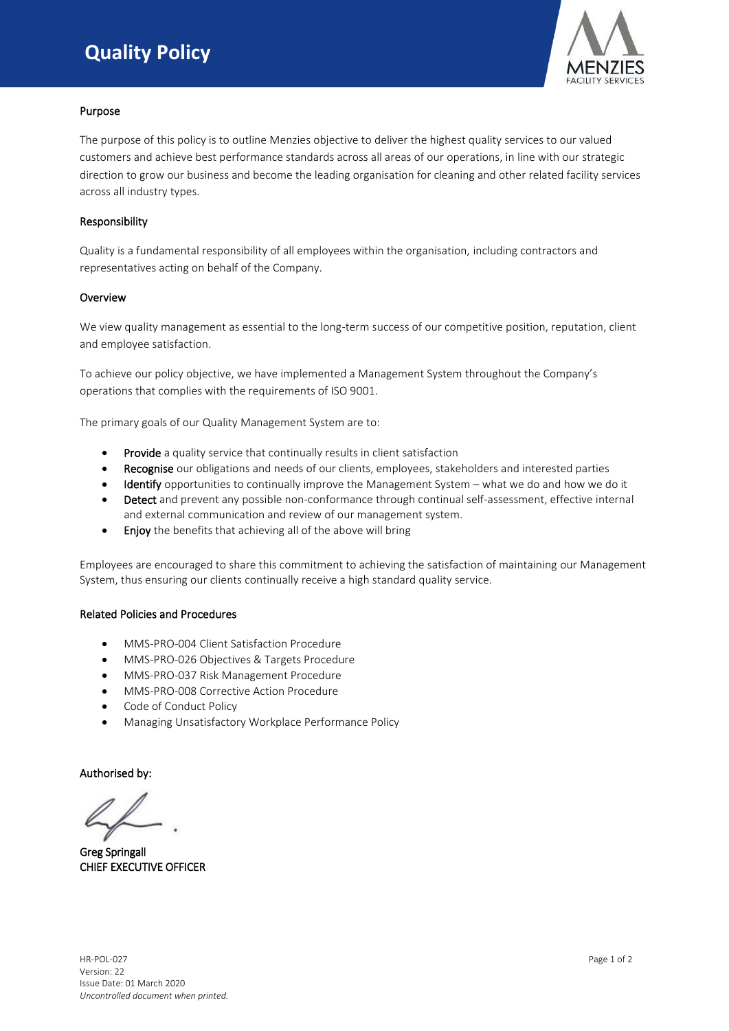# Quality Policy

## Purpose

The purpose of this policy is to outline Menzies objective to deliver the highest quality services to our valued customers and achieve best performance standards across all areas of our operations, in line with our strategic direction to grow our business and become the leading organisation for cleaning and other related facility services across all industry types.

## Responsibility

Quality is a fundamental responsibility of all employees within the organisation, including contractors and representatives acting on behalf of the Company.

## Overview

We view quality management as essential to the long-term success of our competitive position, reputation, client and employee satisfaction.

To achieve our policy objective, we have implemented a Management System throughout the Company's operations that complies with the requirements of ISO 9001.

The primary goals of our Quality Management System are to:

- **Provide** a quality service that continually results in client satisfaction
- **Recognise** our obligations and needs of our clients, employees, stakeholders and interested parties
- **Identify** opportunities to continually improve the Management System – what we do and how we do it
- **Detect** and prevent any possible non-conformance through continual self-assessment, effective internal and external communication and review of our management system.
- **Enjoy** the benefits that achieving all of the above will bring

Employees are encouraged to share this commitment to achieving the satisfaction of maintaining our Management System, thus ensuring our clients continually receive a high standard quality service.

## Related Policies and Procedures

- MMS-PRO-004 Client Satisfaction Procedure
- MMS-PRO-026 Objectives & Targets Procedure
- MMS-PRO-037 Risk Management Procedure
- MMS-PRO-008 Corrective Action Procedure
- Code of Conduct Policy
- Managing Unsatisfactory Workplace Performance Policy

Authorised by:

Greg Springall
CHIEF EXECUTIVE OFFICER

HR-POL-027
Version: 22
Issue Date: 01 March 2020
*Uncontrolled document when printed.*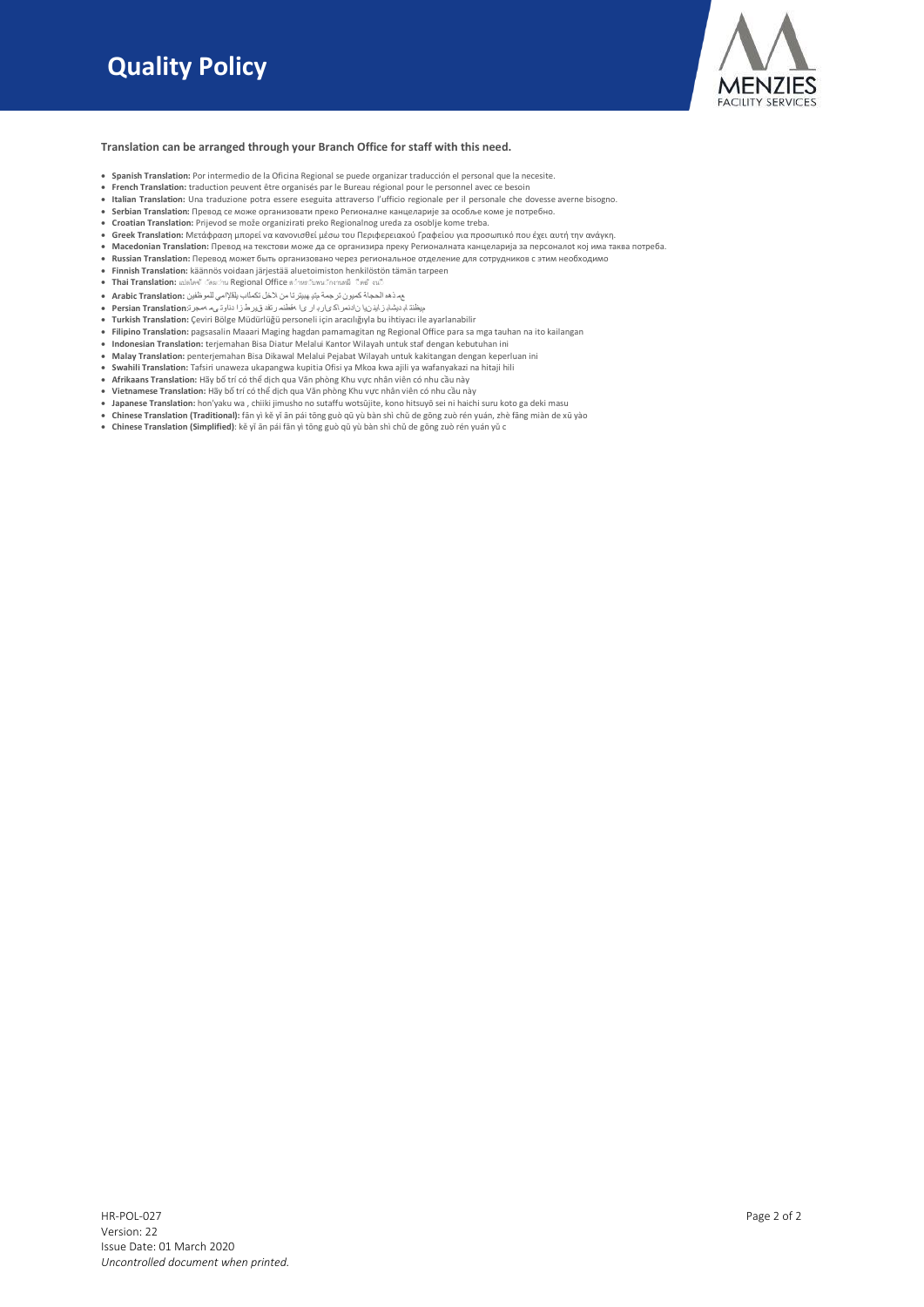# Quality Policy

**Translation can be arranged through your Branch Office for staff with this need.**

- **Spanish Translation:** Por intermedio de la Oficina Regional se puede organizar traducción el personal que la necesite.
- **French Translation:** traduction peuvent être organisés par le Bureau régional pour le personnel avec ce besoin
- **Italian Translation:** Una traduzione potra essere eseguita attraverso l'ufficio regionale per il personale che dovesse averne bisogno.
- **Serbian Translation:** Превод се може организовати преко Регионалне канцеларије за особље коме је потребно.
- **Croatian Translation:** Prijevod se može organizirati preko Regionalnog ureda za osoblje kome treba.
- **Greek Translation:** Μετάφραση μπορεί να κανονισθεί μέσω του Περιφερειακού Γραφείου για προσωπικό που έχει αυτή την ανάγκη.
- **Macedonian Translation:** Превод на текстови може да се организира преку Регионалната канцеларија за персоналот кој има таква потреба.
- **Russian Translation:** Перевод может быть организовано через региональное отделение для сотрудников с этим необходимо
- **Finnish Translation:** käännös voidaan järjestää aluetoimiston henkilöstön tämän tarpeen
- **Thai Translation:** แปลโดยจัดผ่าน Regional Office สำหรับพนักงานที่มีความต้องการนี้
- **Arabic Translation:** مع هذه الحاجة كميون ترجمة يتم ترتيبها من خلال تكتاب بلاقليمي للموظفين
- **Persian Translation:** ميظنت اب ديشاب زايندربا ناتدنمراك یارب ارتی دقخطنه رتفد قيرط زا دناوتی مه همجرت
- **Turkish Translation:** Çeviri Bölge Müdürlüğü personeli için aracılığıyla bu ihtiyacı ile ayarlanabilir
- **Filipino Translation:** pagsasalin Maaari Maging hagdan pamamagitan ng Regional Office para sa mga tauhan na ito kailangan
- **Indonesian Translation:** terjemahan Bisa Diatur Melalui Kantor Wilayah untuk staf dengan kebutuhan ini
- **Malay Translation:** penterjemahan Bisa Dikawal Melalui Pejabat Wilayah untuk kakitangan dengan keperluan ini
- **Swahili Translation:** Tafsiri unaweza ukapangwa kupitia Ofisi ya Mkoa kwa ajili ya wafanyakazi na hitaji hili
- **Afrikaans Translation:** Hãy bố trí có thể dịch qua Văn phòng Khu vực nhân viên có nhu cầu này
- **Vietnamese Translation:** Hãy bố trí có thể dịch qua Văn phòng Khu vực nhân viên có nhu cầu này
- **Japanese Translation:** hon'yaku wa , chiiki jimusho no sutaffu wotsūjite, kono hitsuyō sei ni haichi suru koto ga deki masu
- **Chinese Translation (Traditional):** fān yì kě yǐ ān pái tōng guò qū yù bàn shì chǔ de gōng zuò rén yuán, zhè fāng miàn de xū yào
- **Chinese Translation (Simplified)**: kě yǐ ān pái fān yì tōng guò qū yù bàn shì chǔ de gōng zuò rén yuán yǔ c

HR-POL-027
Version: 22
Issue Date: 01 March 2020
*Uncontrolled document when printed.*